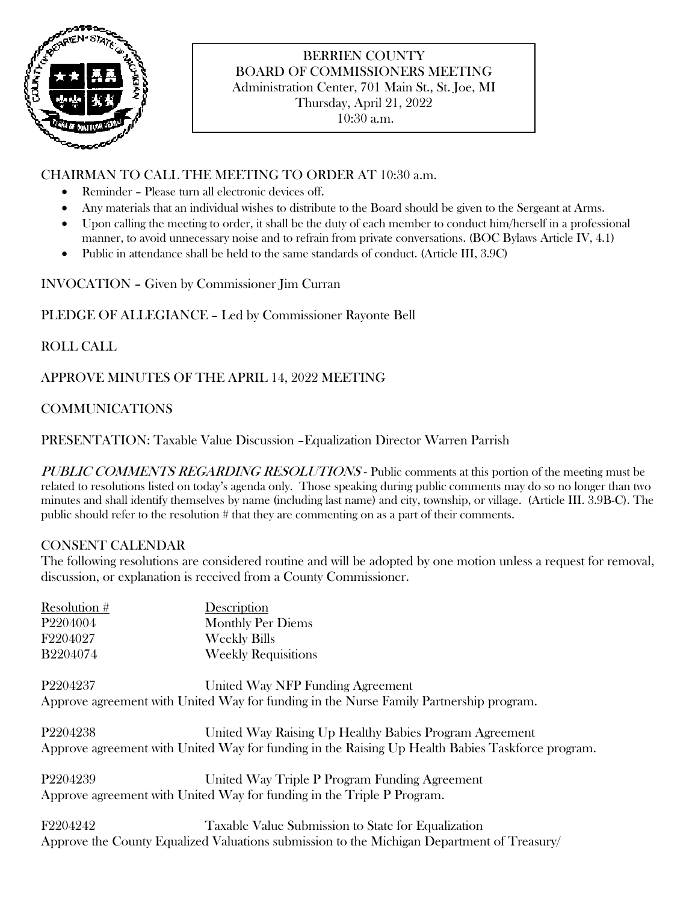# BERRIEN COUNTY
## BOARD OF COMMISSIONERS MEETING

Administration Center, 701 Main St., St. Joe, MI
Thursday, April 21, 2022
10:30 a.m.

CHAIRMAN TO CALL THE MEETING TO ORDER AT 10:30 a.m.

- Reminder – Please turn all electronic devices off.
- Any materials that an individual wishes to distribute to the Board should be given to the Sergeant at Arms.
- Upon calling the meeting to order, it shall be the duty of each member to conduct him/herself in a professional manner, to avoid unnecessary noise and to refrain from private conversations. (BOC Bylaws Article IV, 4.1)
- Public in attendance shall be held to the same standards of conduct. (Article III, 3.9C)

INVOCATION – Given by Commissioner Jim Curran

PLEDGE OF ALLEGIANCE – Led by Commissioner Rayonte Bell

ROLL CALL

APPROVE MINUTES OF THE APRIL 14, 2022 MEETING

COMMUNICATIONS

PRESENTATION: Taxable Value Discussion –Equalization Director Warren Parrish

*PUBLIC COMMENTS REGARDING RESOLUTIONS* - Public comments at this portion of the meeting must be related to resolutions listed on today's agenda only. Those speaking during public comments may do so no longer than two minutes and shall identify themselves by name (including last name) and city, township, or village. (Article III. 3.9B-C). The public should refer to the resolution # that they are commenting on as a part of their comments.

CONSENT CALENDAR

The following resolutions are considered routine and will be adopted by one motion unless a request for removal, discussion, or explanation is received from a County Commissioner.

| Resolution # | Description |
|---|---|
| P2204004 | Monthly Per Diems |
| F2204027 | Weekly Bills |
| B2204074 | Weekly Requisitions |

P2204237 United Way NFP Funding Agreement
Approve agreement with United Way for funding in the Nurse Family Partnership program.

P2204238 United Way Raising Up Healthy Babies Program Agreement
Approve agreement with United Way for funding in the Raising Up Health Babies Taskforce program.

P2204239 United Way Triple P Program Funding Agreement
Approve agreement with United Way for funding in the Triple P Program.

F2204242 Taxable Value Submission to State for Equalization
Approve the County Equalized Valuations submission to the Michigan Department of Treasury/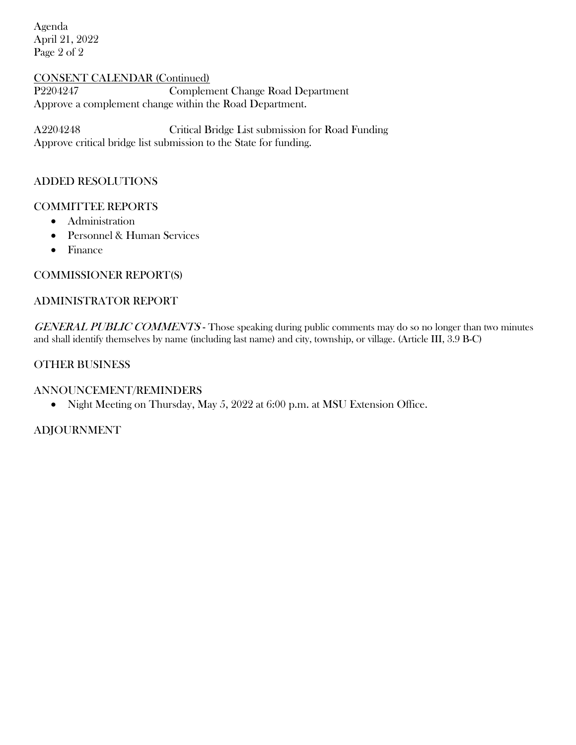## CONSENT CALENDAR (Continued)

P2204247 Complement Change Road Department

Approve a complement change within the Road Department.

A2204248 Critical Bridge List submission for Road Funding

Approve critical bridge list submission to the State for funding.

## ADDED RESOLUTIONS

## COMMITTEE REPORTS

- Administration
- Personnel & Human Services
- Finance

## COMMISSIONER REPORT(S)

## ADMINISTRATOR REPORT

*GENERAL PUBLIC COMMENTS* - Those speaking during public comments may do so no longer than two minutes and shall identify themselves by name (including last name) and city, township, or village. (Article III, 3.9 B-C)

## OTHER BUSINESS

## ANNOUNCEMENT/REMINDERS

- Night Meeting on Thursday, May 5, 2022 at 6:00 p.m. at MSU Extension Office.

## ADJOURNMENT